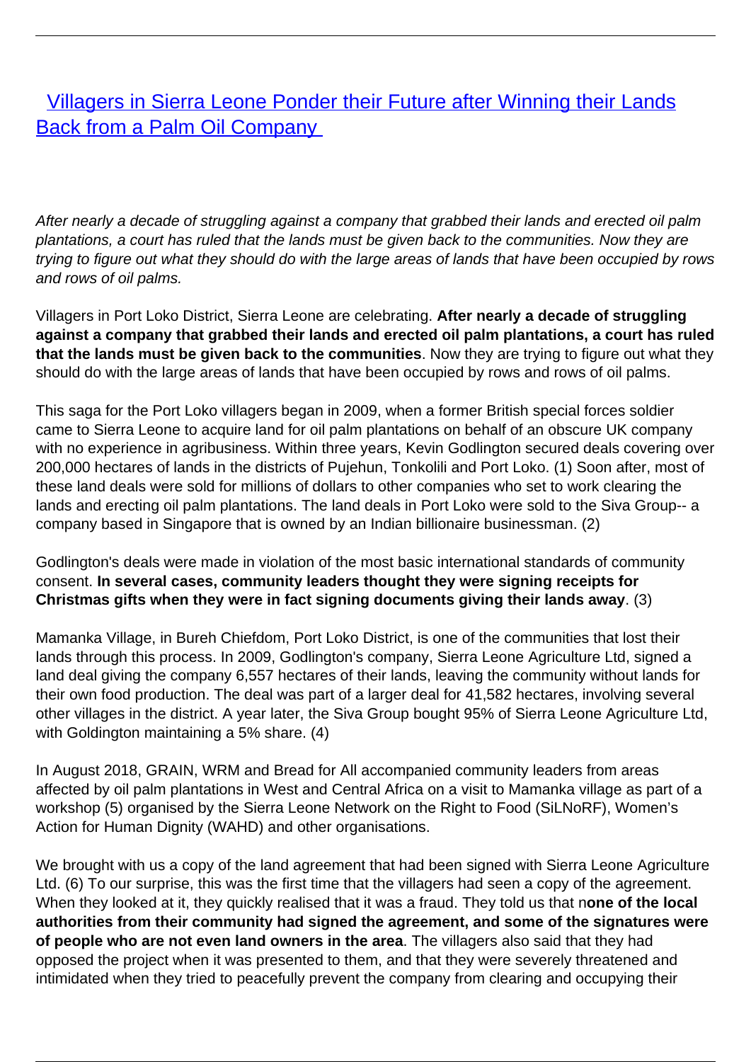# [Villagers in Sierra Leone Ponder their Future after Winning their Lands Back from a Palm Oil Company](#)

*After nearly a decade of struggling against a company that grabbed their lands and erected oil palm plantations, a court has ruled that the lands must be given back to the communities. Now they are trying to figure out what they should do with the large areas of lands that have been occupied by rows and rows of oil palms.*

Villagers in Port Loko District, Sierra Leone are celebrating. **After nearly a decade of struggling against a company that grabbed their lands and erected oil palm plantations, a court has ruled that the lands must be given back to the communities**. Now they are trying to figure out what they should do with the large areas of lands that have been occupied by rows and rows of oil palms.

This saga for the Port Loko villagers began in 2009, when a former British special forces soldier came to Sierra Leone to acquire land for oil palm plantations on behalf of an obscure UK company with no experience in agribusiness. Within three years, Kevin Godlington secured deals covering over 200,000 hectares of lands in the districts of Pujehun, Tonkolili and Port Loko. (1) Soon after, most of these land deals were sold for millions of dollars to other companies who set to work clearing the lands and erecting oil palm plantations. The land deals in Port Loko were sold to the Siva Group-- a company based in Singapore that is owned by an Indian billionaire businessman. (2)

Godlington's deals were made in violation of the most basic international standards of community consent. **In several cases, community leaders thought they were signing receipts for Christmas gifts when they were in fact signing documents giving their lands away**. (3)

Mamanka Village, in Bureh Chiefdom, Port Loko District, is one of the communities that lost their lands through this process. In 2009, Godlington's company, Sierra Leone Agriculture Ltd, signed a land deal giving the company 6,557 hectares of their lands, leaving the community without lands for their own food production. The deal was part of a larger deal for 41,582 hectares, involving several other villages in the district. A year later, the Siva Group bought 95% of Sierra Leone Agriculture Ltd, with Goldington maintaining a 5% share. (4)

In August 2018, GRAIN, WRM and Bread for All accompanied community leaders from areas affected by oil palm plantations in West and Central Africa on a visit to Mamanka village as part of a workshop (5) organised by the Sierra Leone Network on the Right to Food (SiLNoRF), Women's Action for Human Dignity (WAHD) and other organisations.

We brought with us a copy of the land agreement that had been signed with Sierra Leone Agriculture Ltd. (6) To our surprise, this was the first time that the villagers had seen a copy of the agreement. When they looked at it, they quickly realised that it was a fraud. They told us that n**one of the local authorities from their community had signed the agreement, and some of the signatures were of people who are not even land owners in the area**. The villagers also said that they had opposed the project when it was presented to them, and that they were severely threatened and intimidated when they tried to peacefully prevent the company from clearing and occupying their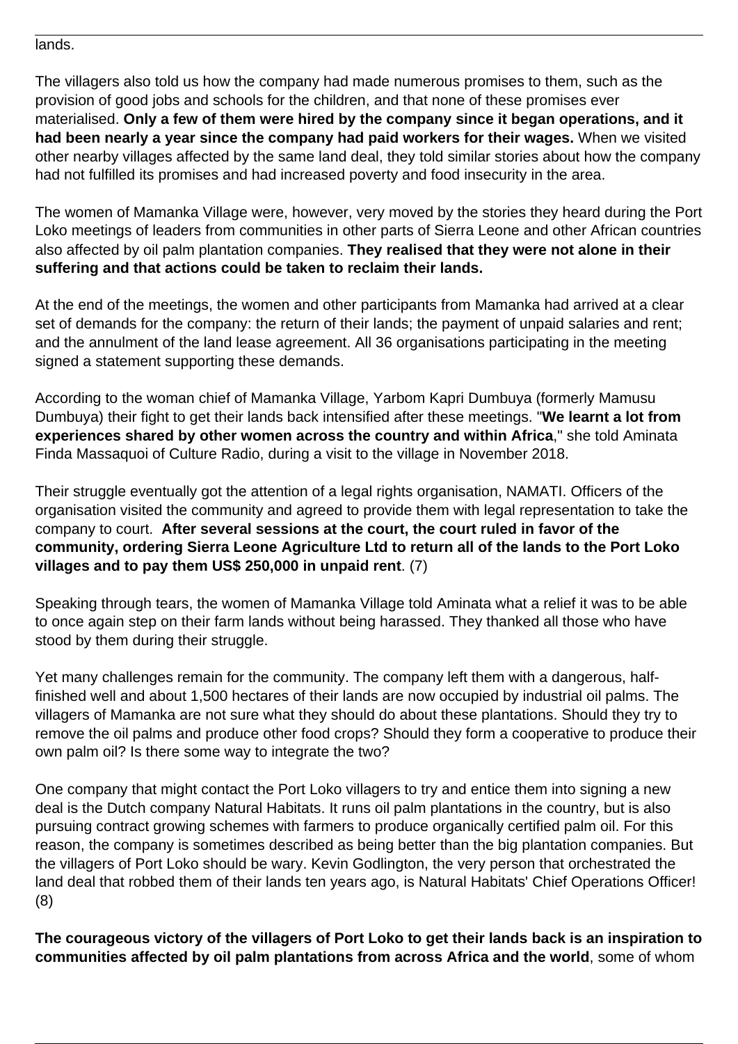lands.

The villagers also told us how the company had made numerous promises to them, such as the provision of good jobs and schools for the children, and that none of these promises ever materialised. **Only a few of them were hired by the company since it began operations, and it had been nearly a year since the company had paid workers for their wages.** When we visited other nearby villages affected by the same land deal, they told similar stories about how the company had not fulfilled its promises and had increased poverty and food insecurity in the area.

The women of Mamanka Village were, however, very moved by the stories they heard during the Port Loko meetings of leaders from communities in other parts of Sierra Leone and other African countries also affected by oil palm plantation companies. **They realised that they were not alone in their suffering and that actions could be taken to reclaim their lands.**

At the end of the meetings, the women and other participants from Mamanka had arrived at a clear set of demands for the company: the return of their lands; the payment of unpaid salaries and rent; and the annulment of the land lease agreement. All 36 organisations participating in the meeting signed a statement supporting these demands.

According to the woman chief of Mamanka Village, Yarbom Kapri Dumbuya (formerly Mamusu Dumbuya) their fight to get their lands back intensified after these meetings. "**We learnt a lot from experiences shared by other women across the country and within Africa**," she told Aminata Finda Massaquoi of Culture Radio, during a visit to the village in November 2018.

Their struggle eventually got the attention of a legal rights organisation, NAMATI. Officers of the organisation visited the community and agreed to provide them with legal representation to take the company to court. **After several sessions at the court, the court ruled in favor of the community, ordering Sierra Leone Agriculture Ltd to return all of the lands to the Port Loko villages and to pay them US$ 250,000 in unpaid rent**. (7)

Speaking through tears, the women of Mamanka Village told Aminata what a relief it was to be able to once again step on their farm lands without being harassed. They thanked all those who have stood by them during their struggle.

Yet many challenges remain for the community. The company left them with a dangerous, half-finished well and about 1,500 hectares of their lands are now occupied by industrial oil palms. The villagers of Mamanka are not sure what they should do about these plantations. Should they try to remove the oil palms and produce other food crops? Should they form a cooperative to produce their own palm oil? Is there some way to integrate the two?

One company that might contact the Port Loko villagers to try and entice them into signing a new deal is the Dutch company Natural Habitats. It runs oil palm plantations in the country, but is also pursuing contract growing schemes with farmers to produce organically certified palm oil. For this reason, the company is sometimes described as being better than the big plantation companies. But the villagers of Port Loko should be wary. Kevin Godlington, the very person that orchestrated the land deal that robbed them of their lands ten years ago, is Natural Habitats' Chief Operations Officer! (8)

**The courageous victory of the villagers of Port Loko to get their lands back is an inspiration to communities affected by oil palm plantations from across Africa and the world**, some of whom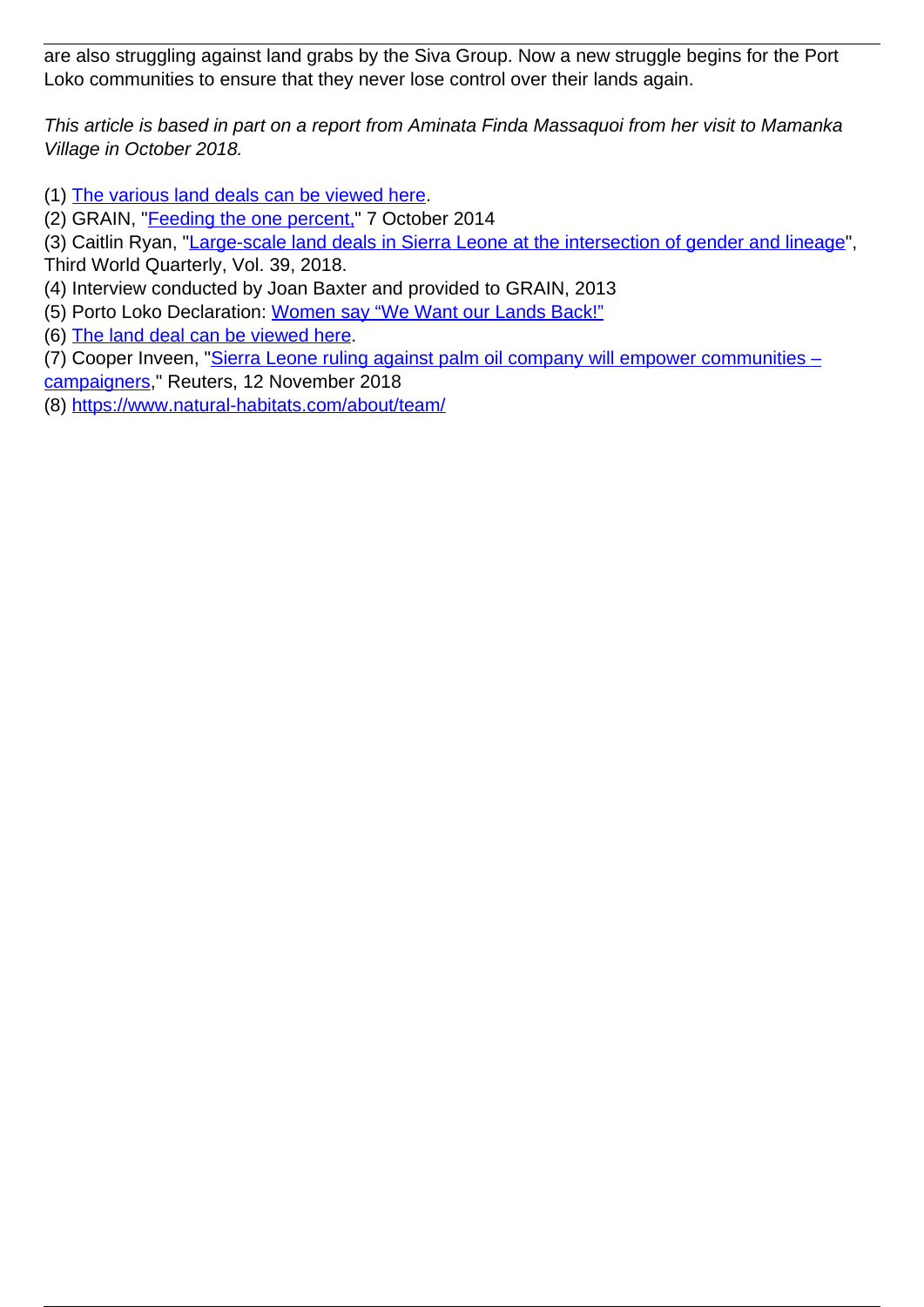are also struggling against land grabs by the Siva Group. Now a new struggle begins for the Port Loko communities to ensure that they never lose control over their lands again.

*This article is based in part on a report from Aminata Finda Massaquoi from her visit to Mamanka Village in October 2018.*

(1) The various land deals can be viewed here.
(2) GRAIN, "Feeding the one percent," 7 October 2014
(3) Caitlin Ryan, "Large-scale land deals in Sierra Leone at the intersection of gender and lineage", Third World Quarterly, Vol. 39, 2018.
(4) Interview conducted by Joan Baxter and provided to GRAIN, 2013
(5) Porto Loko Declaration: Women say "We Want our Lands Back!"
(6) The land deal can be viewed here.
(7) Cooper Inveen, "Sierra Leone ruling against palm oil company will empower communities – campaigners," Reuters, 12 November 2018
(8) https://www.natural-habitats.com/about/team/